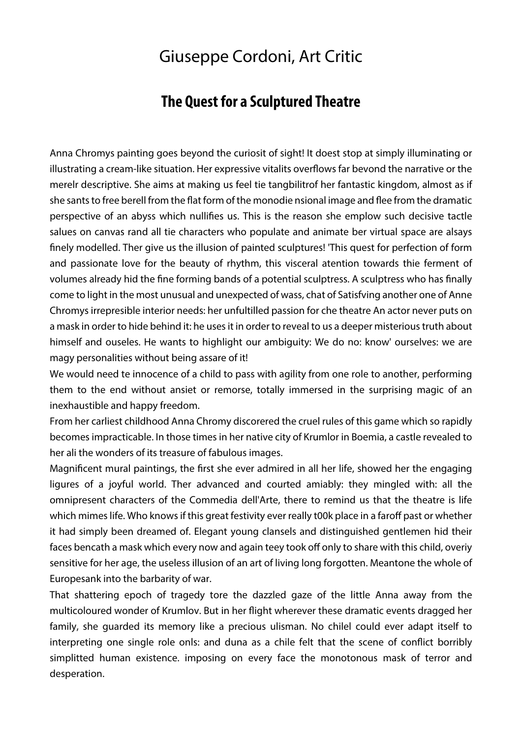# Giuseppe Cordoni, Art Critic

## The Quest for a Sculptured Theatre

Anna Chromys painting goes beyond the curiosit of sight! It doest stop at simply illuminating or illustrating a cream-like situation. Her expressive vitalits overflows far bevond the narrative or the merelr descriptive. She aims at making us feel tie tangbilitrof her fantastic kingdom, almost as if she sants to free berell from the flat form of the monodie nsional image and flee from the dramatic perspective of an abyss which nullifies us. This is the reason she emplow such decisive tactle salues on canvas rand all tie characters who populate and animate ber virtual space are alsays finely modelled. Ther give us the illusion of painted sculptures! 'This quest for perfection of form and passionate love for the beauty of rhythm, this visceral atention towards thie ferment of volumes already hid the fine forming bands of a potential sculptress. A sculptress who has finally come to light in the most unusual and unexpected of wass, chat of Satisfving another one of Anne Chromys irrepresible interior needs: her unfultilled passion for che theatre An actor never puts on a mask in order to hide behind it: he uses it in order to reveal to us a deeper misterious truth about himself and ouseles. He wants to highlight our ambiguity: We do no: know' ourselves: we are magy personalities without being assare of it!

We would need te innocence of a child to pass with agility from one role to another, performing them to the end without ansiet or remorse, totally immersed in the surprising magic of an inexhaustible and happy freedom.

From her carliest childhood Anna Chromy discorered the cruel rules of this game which so rapidly becomes impracticable. In those times in her native city of Krumlor in Boemia, a castle revealed to her ali the wonders of its treasure of fabulous images.

Magnificent mural paintings, the first she ever admired in all her life, showed her the engaging ligures of a joyful world. Ther advanced and courted amiably: they mingled with: all the omnipresent characters of the Commedia dell'Arte, there to remind us that the theatre is life which mimes life. Who knows if this great festivity ever really t00k place in a faroff past or whether it had simply been dreamed of. Elegant young clansels and distinguished gentlemen hid their faces bencath a mask which every now and again teey took off only to share with this child, overiy sensitive for her age, the useless illusion of an art of living long forgotten. Meantone the whole of Europesank into the barbarity of war.

That shattering epoch of tragedy tore the dazzled gaze of the little Anna away from the multicoloured wonder of Krumlov. But in her flight wherever these dramatic events dragged her family, she guarded its memory like a precious ulisman. No chilel could ever adapt itself to interpreting one single role onls: and duna as a chile felt that the scene of conflict borribly simplitted human existence. imposing on every face the monotonous mask of terror and desperation.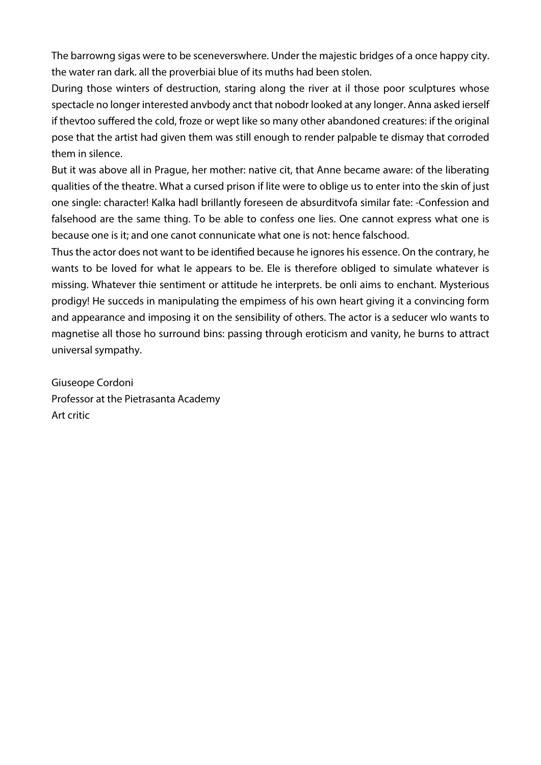The barrowng sigas were to be sceneverswhere. Under the majestic bridges of a once happy city. the water ran dark. all the proverbiai blue of its muths had been stolen.

During those winters of destruction, staring along the river at il those poor sculptures whose spectacle no longer interested anvbody anct that nobodr looked at any longer. Anna asked ierself if thevtoo suffered the cold, froze or wept like so many other abandoned creatures: if the original pose that the artist had given them was still enough to render palpable te dismay that corroded them in silence.

But it was above all in Prague, her mother: native cit, that Anne became aware: of the liberating qualities of the theatre. What a cursed prison if lite were to oblige us to enter into the skin of just one single: character! Kalka hadl brillantly foreseen de absurditvofa similar fate: -Confession and falsehood are the same thing. To be able to confess one lies. One cannot express what one is because one is it; and one canot connunicate what one is not: hence falschood.

Thus the actor does not want to be identified because he ignores his essence. On the contrary, he wants to be loved for what le appears to be. Ele is therefore obliged to simulate whatever is missing. Whatever thie sentiment or attitude he interprets. be onli aims to enchant. Mysterious prodigy! He succeds in manipulating the empimess of his own heart giving it a convincing form and appearance and imposing it on the sensibility of others. The actor is a seducer wlo wants to magnetise all those ho surround bins: passing through eroticism and vanity, he burns to attract universal sympathy.

Giuseope Cordoni
Professor at the Pietrasanta Academy
Art critic